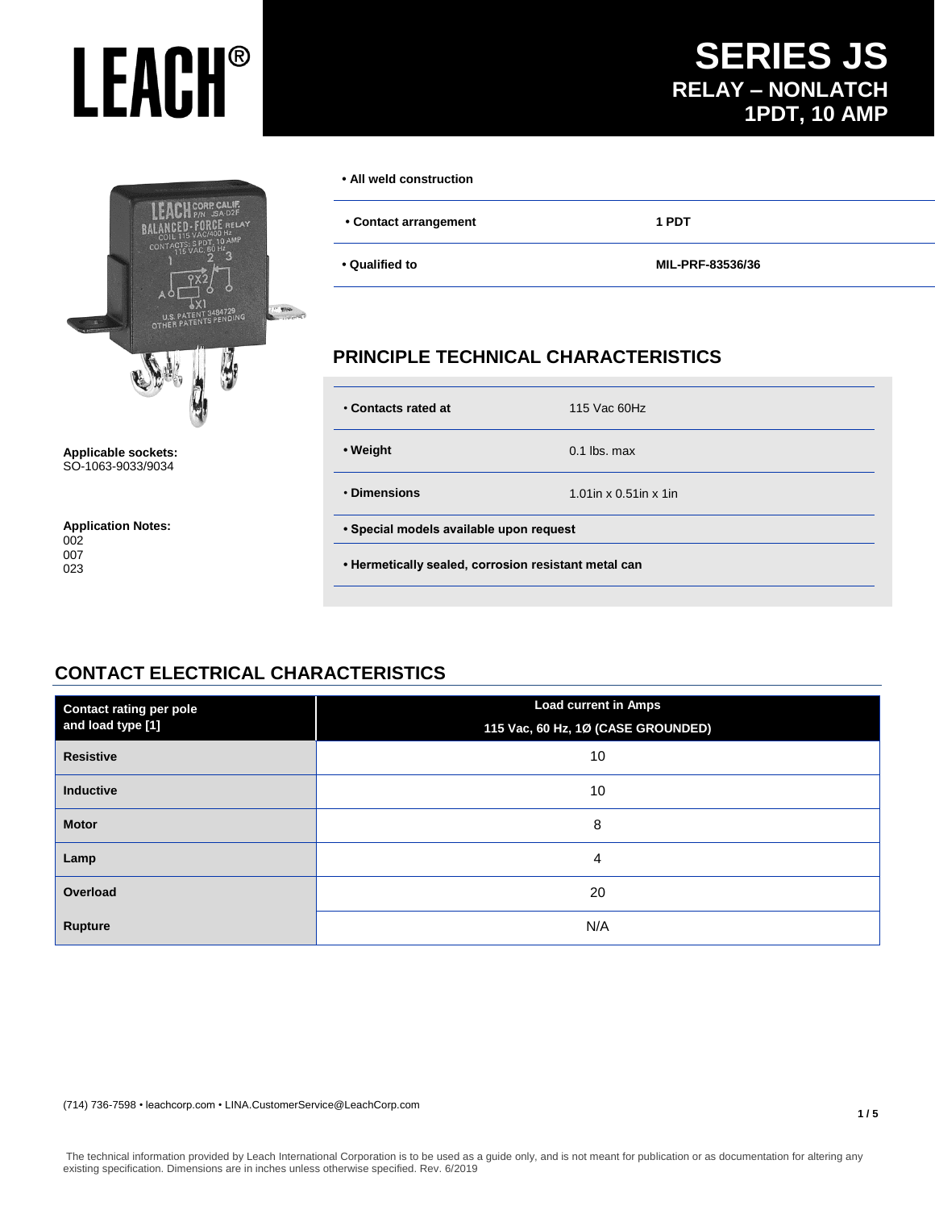# LEACH®

# SERIES JS

## RELAY – NONLATCH

## 1PDT, 10 AMP

- **All weld construction**

| | |
|---|---|
| **• Contact arrangement** | **1 PDT** |
| **• Qualified to** | **MIL-PRF-83536/36** |

**Applicable sockets:**
SO-1063-9033/9034

**Application Notes:**
002
007
023

## PRINCIPLE TECHNICAL CHARACTERISTICS

| | |
|---|---|
| • **Contacts rated at** | 115 Vac 60Hz |
| **• Weight** | 0.1 lbs. max |
| • **Dimensions** | 1.01in x 0.51in x 1in |

**• Special models available upon request**

**• Hermetically sealed, corrosion resistant metal can**

## CONTACT ELECTRICAL CHARACTERISTICS

| Contact rating per pole and load type [1] | Load current in Amps 115 Vac, 60 Hz, 1Ø (CASE GROUNDED) |
|---|---|
| **Resistive** | 10 |
| **Inductive** | 10 |
| **Motor** | 8 |
| **Lamp** | 4 |
| **Overload** | 20 |
| **Rupture** | N/A |

(714) 736-7598 • leachcorp.com • LINA.CustomerService@LeachCorp.com

The technical information provided by Leach International Corporation is to be used as a guide only, and is not meant for publication or as documentation for altering any existing specification. Dimensions are in inches unless otherwise specified. Rev. 6/2019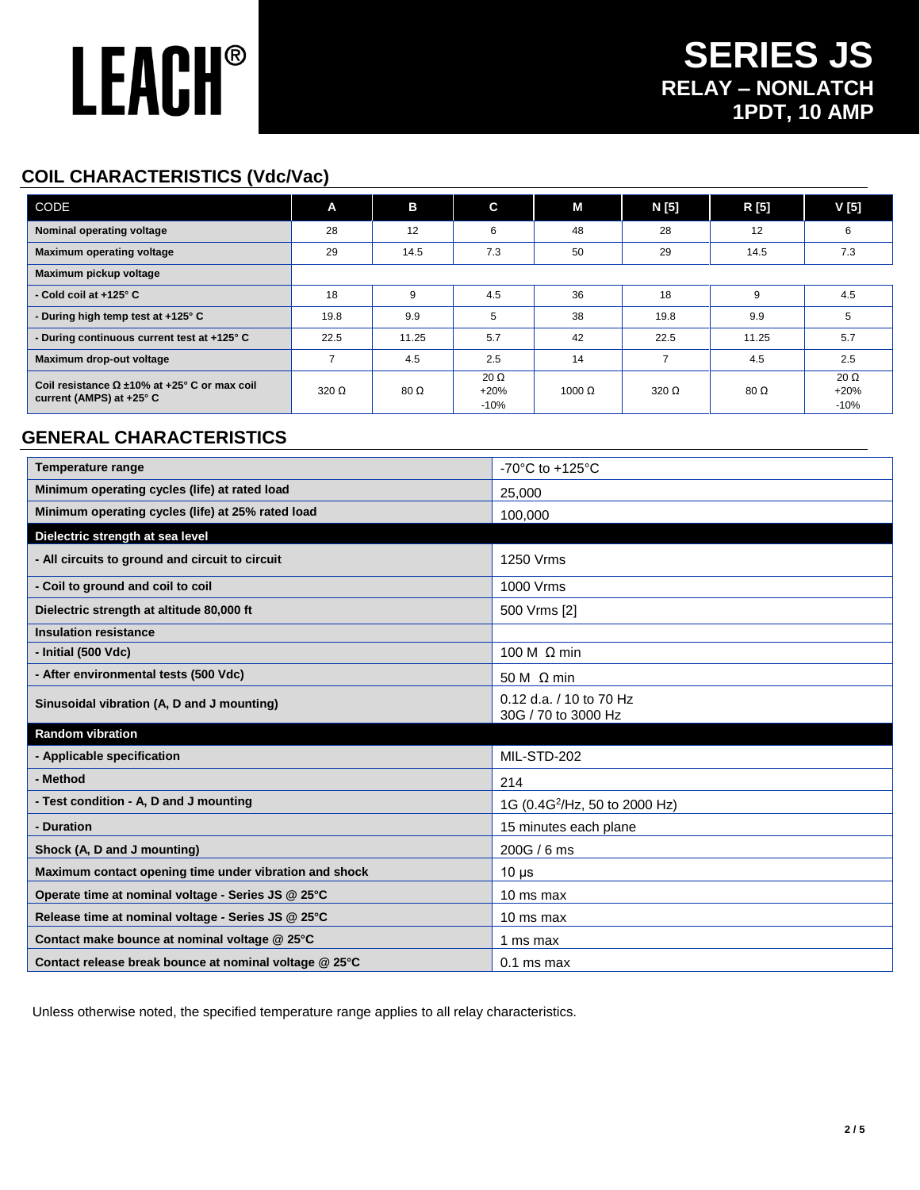# LEACH®

# SERIES JS
## RELAY – NONLATCH
## 1PDT, 10 AMP

## COIL CHARACTERISTICS (Vdc/Vac)

| CODE | A | B | C | M | N [5] | R [5] | V [5] |
|---|---|---|---|---|---|---|---|
| **Nominal operating voltage** | 28 | 12 | 6 | 48 | 28 | 12 | 6 |
| **Maximum operating voltage** | 29 | 14.5 | 7.3 | 50 | 29 | 14.5 | 7.3 |
| **Maximum pickup voltage** | | | | | | | |
| **- Cold coil at +125° C** | 18 | 9 | 4.5 | 36 | 18 | 9 | 4.5 |
| **- During high temp test at +125° C** | 19.8 | 9.9 | 5 | 38 | 19.8 | 9.9 | 5 |
| **- During continuous current test at +125° C** | 22.5 | 11.25 | 5.7 | 42 | 22.5 | 11.25 | 5.7 |
| **Maximum drop-out voltage** | 7 | 4.5 | 2.5 | 14 | 7 | 4.5 | 2.5 |
| **Coil resistance Ω ±10% at +25° C or max coil current (AMPS) at +25° C** | 320 Ω | 80 Ω | 20 Ω +20% -10% | 1000 Ω | 320 Ω | 80 Ω | 20 Ω +20% -10% |

## GENERAL CHARACTERISTICS

| | |
|---|---|
| **Temperature range** | -70°C to +125°C |
| **Minimum operating cycles (life) at rated load** | 25,000 |
| **Minimum operating cycles (life) at 25% rated load** | 100,000 |
| **Dielectric strength at sea level** | |
| **- All circuits to ground and circuit to circuit** | 1250 Vrms |
| **- Coil to ground and coil to coil** | 1000 Vrms |
| **Dielectric strength at altitude 80,000 ft** | 500 Vrms [2] |
| **Insulation resistance** | |
| **- Initial (500 Vdc)** | 100 M Ω min |
| **- After environmental tests (500 Vdc)** | 50 M Ω min |
| **Sinusoidal vibration (A, D and J mounting)** | 0.12 d.a. / 10 to 70 Hz<br>30G / 70 to 3000 Hz |
| **Random vibration** | |
| **- Applicable specification** | MIL-STD-202 |
| **- Method** | 214 |
| **- Test condition - A, D and J mounting** | 1G (0.4$G^2$/Hz, 50 to 2000 Hz) |
| **- Duration** | 15 minutes each plane |
| **Shock (A, D and J mounting)** | 200G / 6 ms |
| **Maximum contact opening time under vibration and shock** | 10 µs |
| **Operate time at nominal voltage - Series JS @ 25°C** | 10 ms max |
| **Release time at nominal voltage - Series JS @ 25°C** | 10 ms max |
| **Contact make bounce at nominal voltage @ 25°C** | 1 ms max |
| **Contact release break bounce at nominal voltage @ 25°C** | 0.1 ms max |

Unless otherwise noted, the specified temperature range applies to all relay characteristics.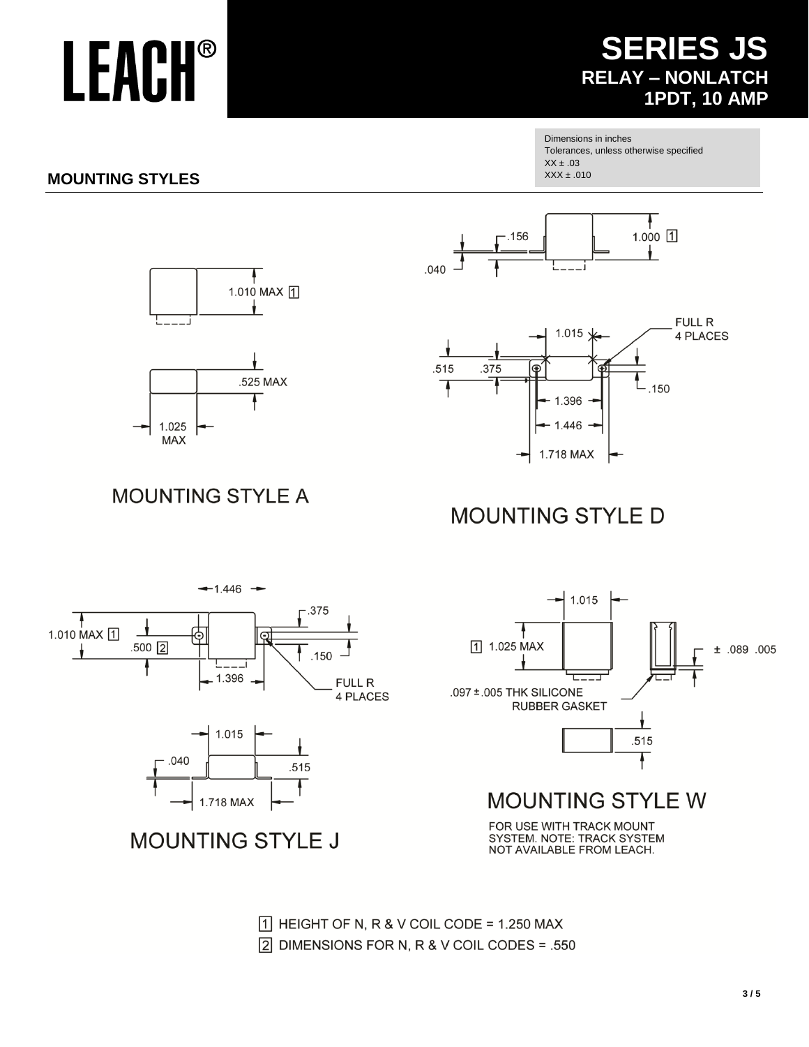# LEACH®

# SERIES JS

## RELAY – NONLATCH

## 1PDT, 10 AMP

Dimensions in inches
Tolerances, unless otherwise specified
XX ± .03
XXX ± .010

## MOUNTING STYLES

1.010 MAX [1]

.525 MAX

1.025 MAX

MOUNTING STYLE A

.156

1.000 [1]

.040

1.015

FULL R 4 PLACES

.515

.375

.150

1.396

1.446

1.718 MAX

MOUNTING STYLE D

1.446

.375

1.010 MAX [1]

.500 [2]

.150

1.396

FULL R 4 PLACES

1.015

.040

.515

1.718 MAX

MOUNTING STYLE J

1.015

[1] 1.025 MAX

± .089 .005

.097 ± .005 THK SILICONE RUBBER GASKET

.515

MOUNTING STYLE W

FOR USE WITH TRACK MOUNT SYSTEM. NOTE: TRACK SYSTEM NOT AVAILABLE FROM LEACH.

[1] HEIGHT OF N, R & V COIL CODE = 1.250 MAX

[2] DIMENSIONS FOR N, R & V COIL CODES = .550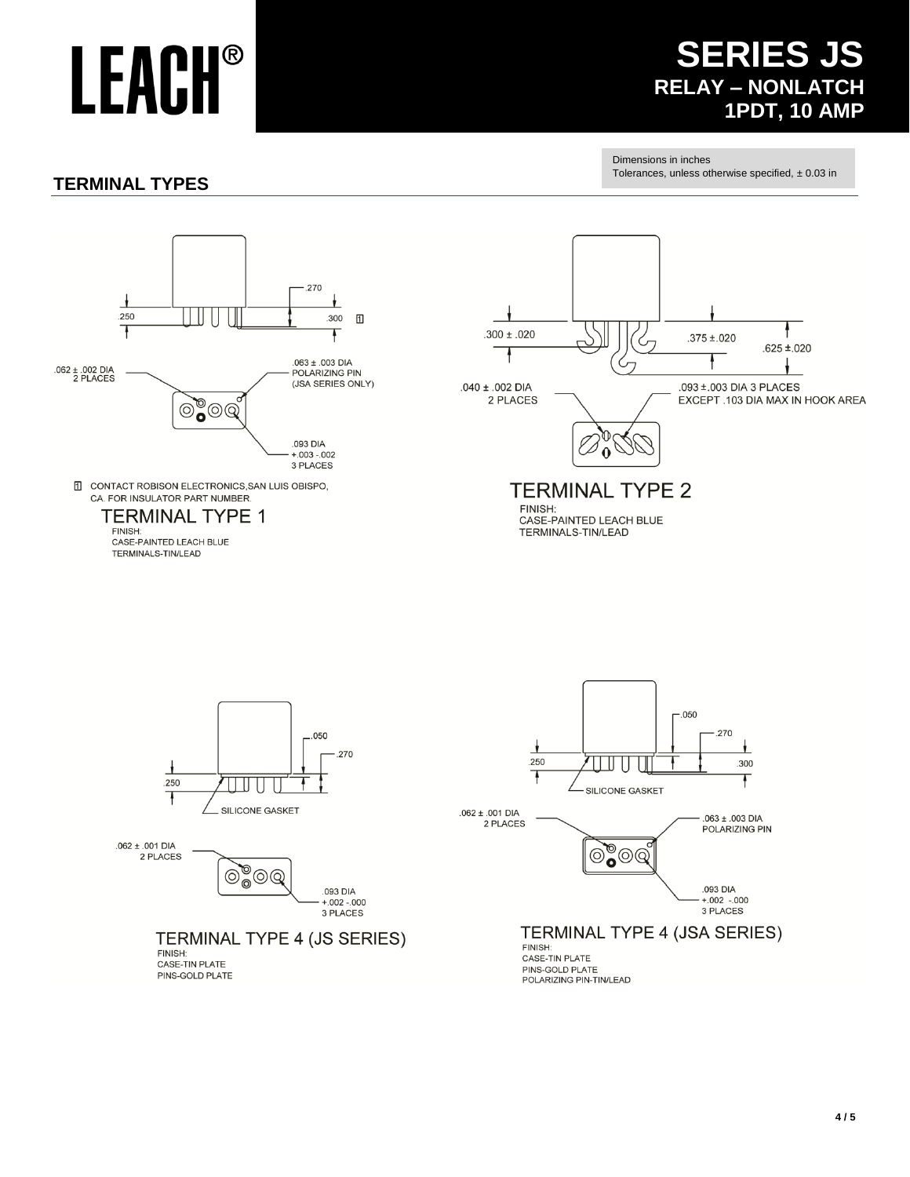# LEACH®

# SERIES JS
## RELAY – NONLATCH
## 1PDT, 10 AMP

Dimensions in inches
Tolerances, unless otherwise specified, ± 0.03 in

## TERMINAL TYPES

.270

.250

.300 [1]

.062 ± .002 DIA
2 PLACES

.063 ± .003 DIA
POLARIZING PIN
(JSA SERIES ONLY)

.093 DIA
+.003 -.002
3 PLACES

[1] CONTACT ROBISON ELECTRONICS, SAN LUIS OBISPO, CA. FOR INSULATOR PART NUMBER.

### TERMINAL TYPE 1

FINISH:
CASE-PAINTED LEACH BLUE
TERMINALS-TIN/LEAD

.300 ± .020

.375 ± .020

.625 ± .020

.040 ± .002 DIA
2 PLACES

.093 ±.003 DIA 3 PLACES
EXCEPT .103 DIA MAX IN HOOK AREA

### TERMINAL TYPE 2

FINISH:
CASE-PAINTED LEACH BLUE
TERMINALS-TIN/LEAD

.050

.270

.250

SILICONE GASKET

.062 ± .001 DIA
2 PLACES

.093 DIA
+.002 -.000
3 PLACES

### TERMINAL TYPE 4 (JS SERIES)

FINISH:
CASE-TIN PLATE
PINS-GOLD PLATE

.050

.270

.250

.300

SILICONE GASKET

.062 ± .001 DIA
2 PLACES

.063 ± .003 DIA
POLARIZING PIN

.093 DIA
+.002 -.000
3 PLACES

### TERMINAL TYPE 4 (JSA SERIES)

FINISH:
CASE-TIN PLATE
PINS-GOLD PLATE
POLARIZING PIN-TIN/LEAD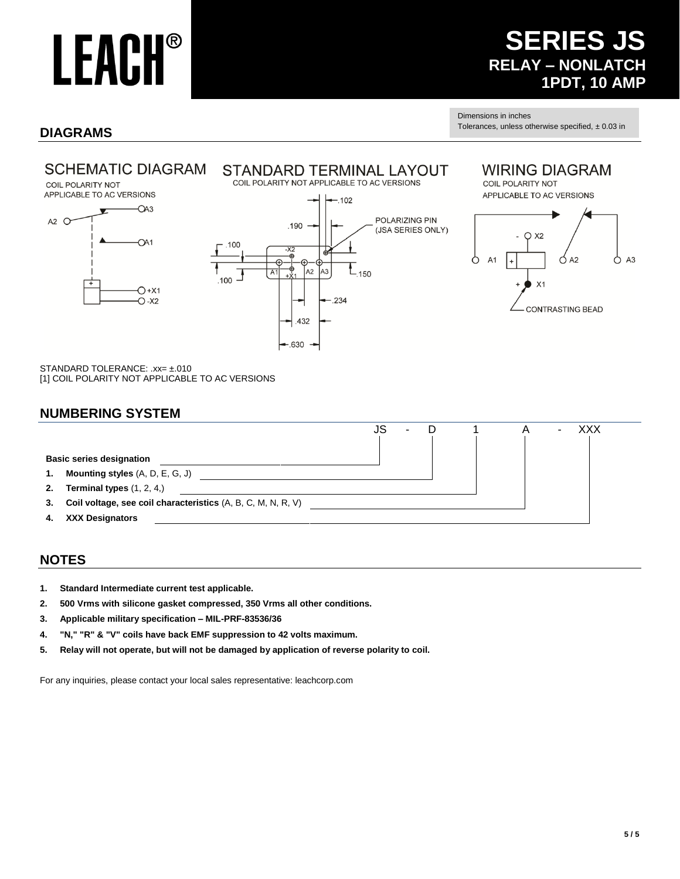# LEACH®

# SERIES JS
## RELAY – NONLATCH
## 1PDT, 10 AMP

Dimensions in inches
Tolerances, unless otherwise specified, ± 0.03 in

## DIAGRAMS

SCHEMATIC DIAGRAM
COIL POLARITY NOT APPLICABLE TO AC VERSIONS
A2
A3
A1
+X1
-X2

STANDARD TERMINAL LAYOUT
COIL POLARITY NOT APPLICABLE TO AC VERSIONS
.102
.190
POLARIZING PIN (JSA SERIES ONLY)
.100
-X2
.100
A1
+X1
A2
A3
.150
.234
.432
.630

WIRING DIAGRAM
COIL POLARITY NOT APPLICABLE TO AC VERSIONS
- X2
A1
A2
A3
+ X1
CONTRASTING BEAD

STANDARD TOLERANCE: .xx= ±.010
[1] COIL POLARITY NOT APPLICABLE TO AC VERSIONS

## NUMBERING SYSTEM

JS - D 1 A - XXX

**Basic series designation**

1. **Mounting styles** (A, D, E, G, J)
2. **Terminal types** (1, 2, 4,)
3. **Coil voltage, see coil characteristics** (A, B, C, M, N, R, V)
4. **XXX Designators**

## NOTES

1. **Standard Intermediate current test applicable.**
2. **500 Vrms with silicone gasket compressed, 350 Vrms all other conditions.**
3. **Applicable military specification – MIL-PRF-83536/36**
4. **"N," "R" & "V" coils have back EMF suppression to 42 volts maximum.**
5. **Relay will not operate, but will not be damaged by application of reverse polarity to coil.**

For any inquiries, please contact your local sales representative: leachcorp.com